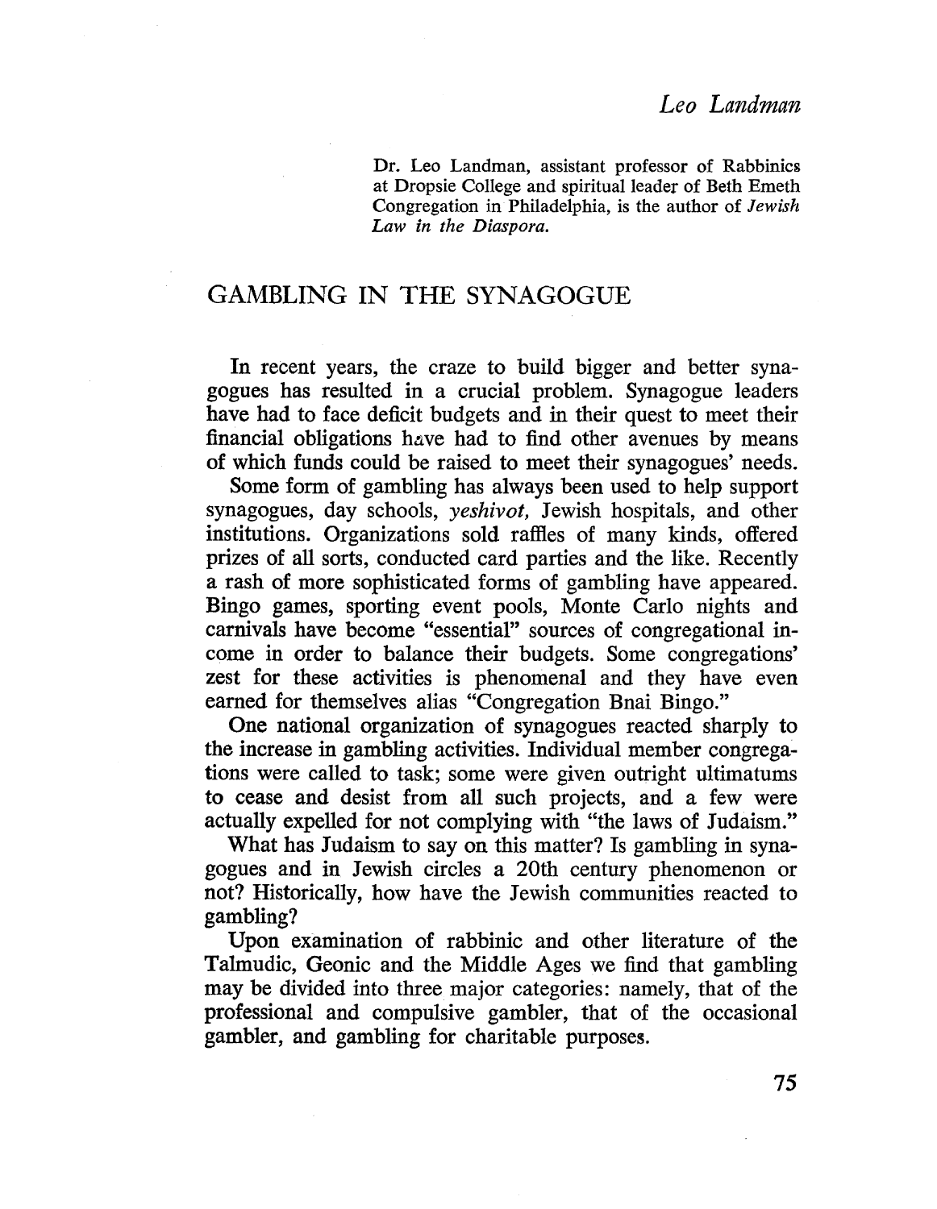*Leo Landman*

Dr. Leo Landman, assistant professor of Rabbinics at Dropsie College and spiritual leader of Beth Emeth Congregation in Philadelphia, is the author of *Jewish Law in the Diaspora.*

# GAMBLING IN THE SYNAGOGUE

In recent years, the craze to build bigger and better synagogues has resulted in a crucial problem. Synagogue leaders have had to face deficit budgets and in their quest to meet their financial obligations have had to find other avenues by means of which funds could be raised to meet their synagogues' needs.

Some form of gambling has always been used to help support synagogues, day schools, *yeshivot,* Jewish hospitals, and other institutions. Organizations sold raffles of many kinds, offered prizes of all sorts, conducted card parties and the like. Recently a rash of more sophisticated forms of gambling have appeared. Bingo games, sporting event pools, Monte Carlo nights and carnivals have become "essential" sources of congregational income in order to balance their budgets. Some congregations' zest for these activities is phenomenal and they have even earned for themselves alias "Congregation Bnai Bingo."

One national organization of synagogues reacted sharply to the increase in gambling activities. Individual member congregations were called to task; some were given outright ultimatums to cease and desist from all such projects, and a few were actually expelled for not complying with "the laws of Judaism."

What has Judaism to say on this matter? Is gambling in synagogues and in Jewish circles a 20th century phenomenon or not? Historically, how have the Jewish communities reacted to gambling?

Upon examination of rabbinic and other literature of the Talmudic, Geonic and the Middle Ages we find that gambling may be divided into three major categories: namely, that of the professional and compulsive gambler, that of the occasional gambler, and gambling for charitable purposes.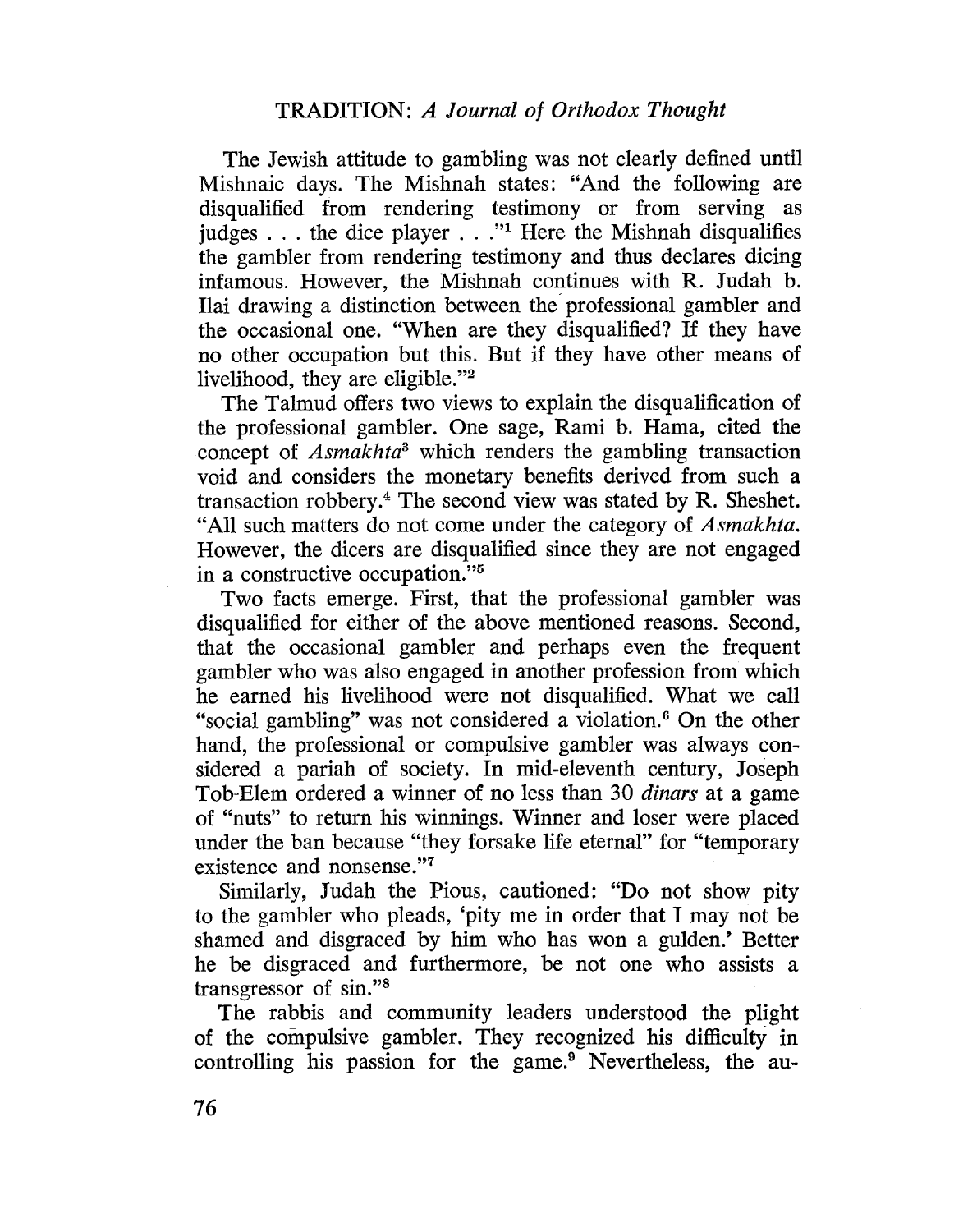The Jewish attitude to gambling was not clearly defined until Mishnaic days. The Mishnah states: "And the following are disqualified from rendering testimony or from serving as judges . . . the dice player . . ."[1] Here the Mishnah disqualifies the gambler from rendering testimony and thus declares dicing infamous. However, the Mishnah continues with R. Judah b. Ilai drawing a distinction between the professional gambler and the occasional one. "When are they disqualified? If they have no other occupation but this. But if they have other means of livelihood, they are eligible."[2]

The Talmud offers two views to explain the disqualification of the professional gambler. One sage, Rami b. Hama, cited the concept of *Asmakhta*[3] which renders the gambling transaction void and considers the monetary benefits derived from such a transaction robbery.[4] The second view was stated by R. Sheshet. "All such matters do not come under the category of *Asmakhta.* However, the dicers are disqualified since they are not engaged in a constructive occupation."[5]

Two facts emerge. First, that the professional gambler was disqualified for either of the above mentioned reasons. Second, that the occasional gambler and perhaps even the frequent gambler who was also engaged in another profession from which he earned his livelihood were not disqualified. What we call "social gambling" was not considered a violation.[6] On the other hand, the professional or compulsive gambler was always considered a pariah of society. In mid-eleventh century, Joseph Tob-Elem ordered a winner of no less than 30 *dinars* at a game of "nuts" to return his winnings. Winner and loser were placed under the ban because "they forsake life eternal" for "temporary existence and nonsense."[7]

Similarly, Judah the Pious, cautioned: "Do not show pity to the gambler who pleads, 'pity me in order that I may not be shamed and disgraced by him who has won a gulden.' Better he be disgraced and furthermore, be not one who assists a transgressor of sin."[8]

The rabbis and community leaders understood the plight of the compulsive gambler. They recognized his difficulty in controlling his passion for the game.[9] Nevertheless, the au-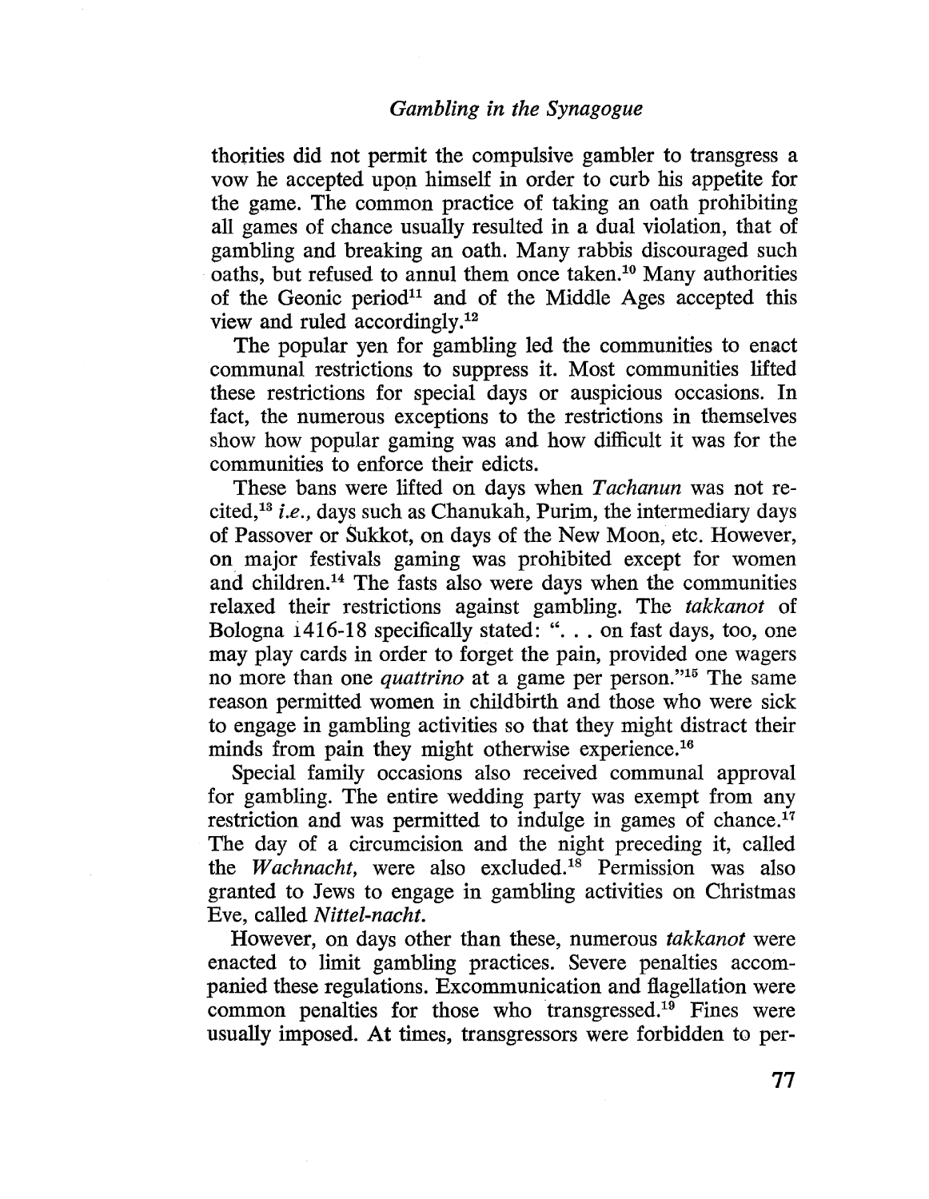thorities did not permit the compulsive gambler to transgress a vow he accepted upon himself in order to curb his appetite for the game. The common practice of taking an oath prohibiting all games of chance usually resulted in a dual violation, that of gambling and breaking an oath. Many rabbis discouraged such oaths, but refused to annul them once taken.[10] Many authorities of the Geonic period[11] and of the Middle Ages accepted this view and ruled accordingly.[12]

The popular yen for gambling led the communities to enact communal restrictions to suppress it. Most communities lifted these restrictions for special days or auspicious occasions. In fact, the numerous exceptions to the restrictions in themselves show how popular gaming was and how difficult it was for the communities to enforce their edicts.

These bans were lifted on days when *Tachanun* was not recited,[13] *i.e.,* days such as Chanukah, Purim, the intermediary days of Passover or Sukkot, on days of the New Moon, etc. However, on major festivals gaming was prohibited except for women and children.[14] The fasts also were days when the communities relaxed their restrictions against gambling. The *takkanot* of Bologna 1416-18 specifically stated: ". . . on fast days, too, one may play cards in order to forget the pain, provided one wagers no more than one *quattrino* at a game per person."[15] The same reason permitted women in childbirth and those who were sick to engage in gambling activities so that they might distract their minds from pain they might otherwise experience.[16]

Special family occasions also received communal approval for gambling. The entire wedding party was exempt from any restriction and was permitted to indulge in games of chance.[17] The day of a circumcision and the night preceding it, called the *Wachnacht,* were also excluded.[18] Permission was also granted to Jews to engage in gambling activities on Christmas Eve, called *Nittel-nacht.*

However, on days other than these, numerous *takkanot* were enacted to limit gambling practices. Severe penalties accompanied these regulations. Excommunication and flagellation were common penalties for those who transgressed.[19] Fines were usually imposed. At times, transgressors were forbidden to per-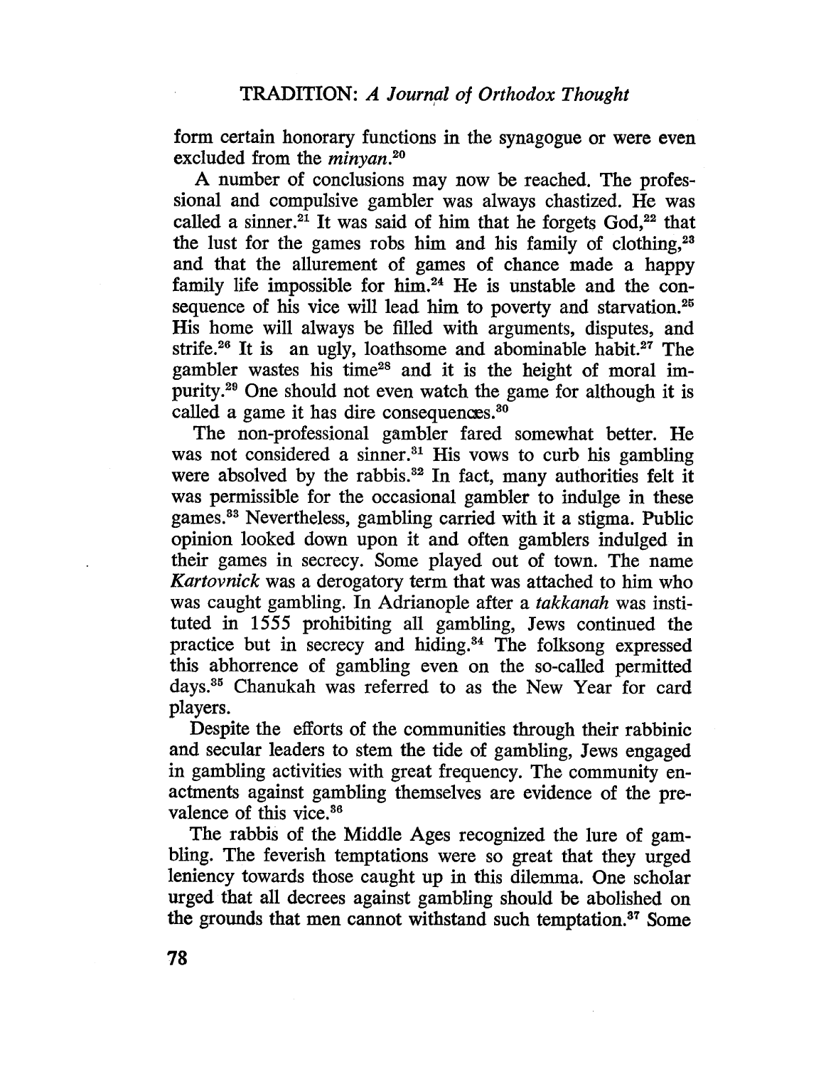form certain honorary functions in the synagogue or were even excluded from the *minyan*.[20]

A number of conclusions may now be reached. The professional and compulsive gambler was always chastized. He was called a sinner.[21] It was said of him that he forgets God,[22] that the lust for the games robs him and his family of clothing,[23] and that the allurement of games of chance made a happy family life impossible for him.[24] He is unstable and the consequence of his vice will lead him to poverty and starvation.[25] His home will always be filled with arguments, disputes, and strife.[26] It is an ugly, loathsome and abominable habit.[27] The gambler wastes his time[28] and it is the height of moral impurity.[29] One should not even watch the game for although it is called a game it has dire consequences.[30]

The non-professional gambler fared somewhat better. He was not considered a sinner.[31] His vows to curb his gambling were absolved by the rabbis.[32] In fact, many authorities felt it was permissible for the occasional gambler to indulge in these games.[33] Nevertheless, gambling carried with it a stigma. Public opinion looked down upon it and often gamblers indulged in their games in secrecy. Some played out of town. The name *Kartovnick* was a derogatory term that was attached to him who was caught gambling. In Adrianople after a *takkanah* was instituted in 1555 prohibiting all gambling, Jews continued the practice but in secrecy and hiding.[34] The folksong expressed this abhorrence of gambling even on the so-called permitted days.[35] Chanukah was referred to as the New Year for card players.

Despite the efforts of the communities through their rabbinic and secular leaders to stem the tide of gambling, Jews engaged in gambling activities with great frequency. The community enactments against gambling themselves are evidence of the prevalence of this vice.[36]

The rabbis of the Middle Ages recognized the lure of gambling. The feverish temptations were so great that they urged leniency towards those caught up in this dilemma. One scholar urged that all decrees against gambling should be abolished on the grounds that men cannot withstand such temptation.[37] Some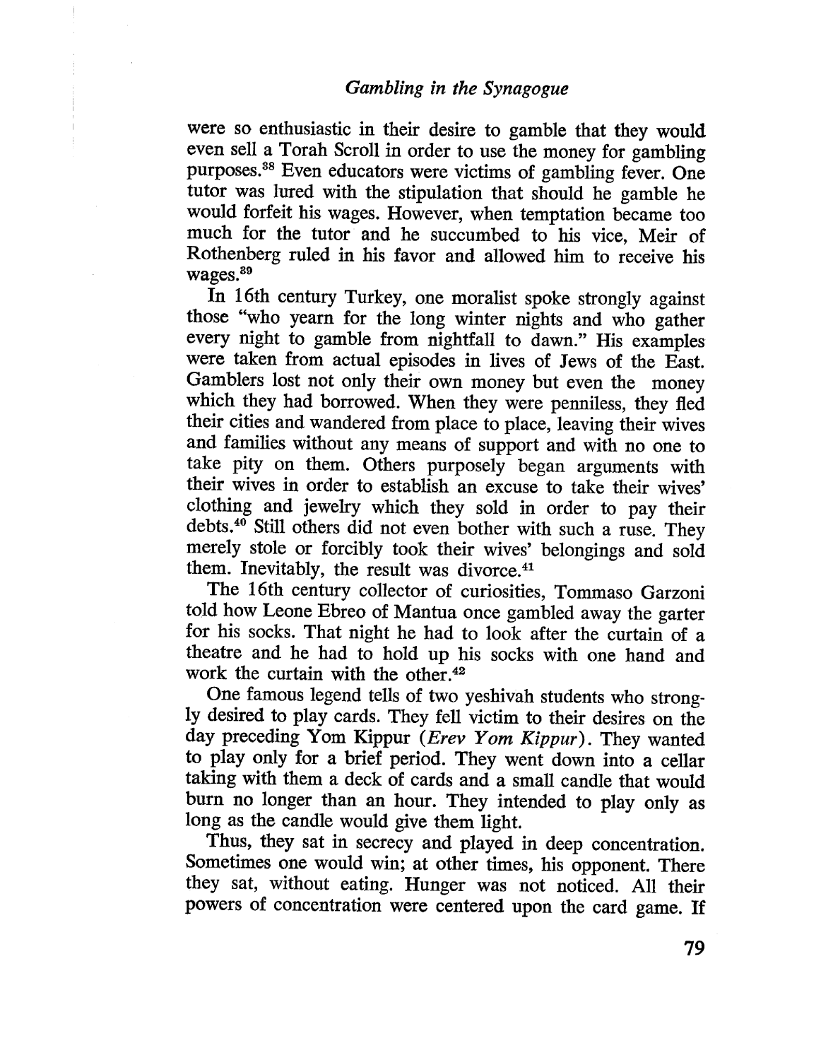were so enthusiastic in their desire to gamble that they would even sell a Torah Scroll in order to use the money for gambling purposes.[38] Even educators were victims of gambling fever. One tutor was lured with the stipulation that should he gamble he would forfeit his wages. However, when temptation became too much for the tutor and he succumbed to his vice, Meir of Rothenberg ruled in his favor and allowed him to receive his wages.[39]

In 16th century Turkey, one moralist spoke strongly against those "who yearn for the long winter nights and who gather every night to gamble from nightfall to dawn." His examples were taken from actual episodes in lives of Jews of the East. Gamblers lost not only their own money but even the money which they had borrowed. When they were penniless, they fled their cities and wandered from place to place, leaving their wives and families without any means of support and with no one to take pity on them. Others purposely began arguments with their wives in order to establish an excuse to take their wives' clothing and jewelry which they sold in order to pay their debts.[40] Still others did not even bother with such a ruse. They merely stole or forcibly took their wives' belongings and sold them. Inevitably, the result was divorce.[41]

The 16th century collector of curiosities, Tommaso Garzoni told how Leone Ebreo of Mantua once gambled away the garter for his socks. That night he had to look after the curtain of a theatre and he had to hold up his socks with one hand and work the curtain with the other.[42]

One famous legend tells of two yeshivah students who strongly desired to play cards. They fell victim to their desires on the day preceding Yom Kippur (*Erev Yom Kippur*). They wanted to play only for a brief period. They went down into a cellar taking with them a deck of cards and a small candle that would burn no longer than an hour. They intended to play only as long as the candle would give them light.

Thus, they sat in secrecy and played in deep concentration. Sometimes one would win; at other times, his opponent. There they sat, without eating. Hunger was not noticed. All their powers of concentration were centered upon the card game. If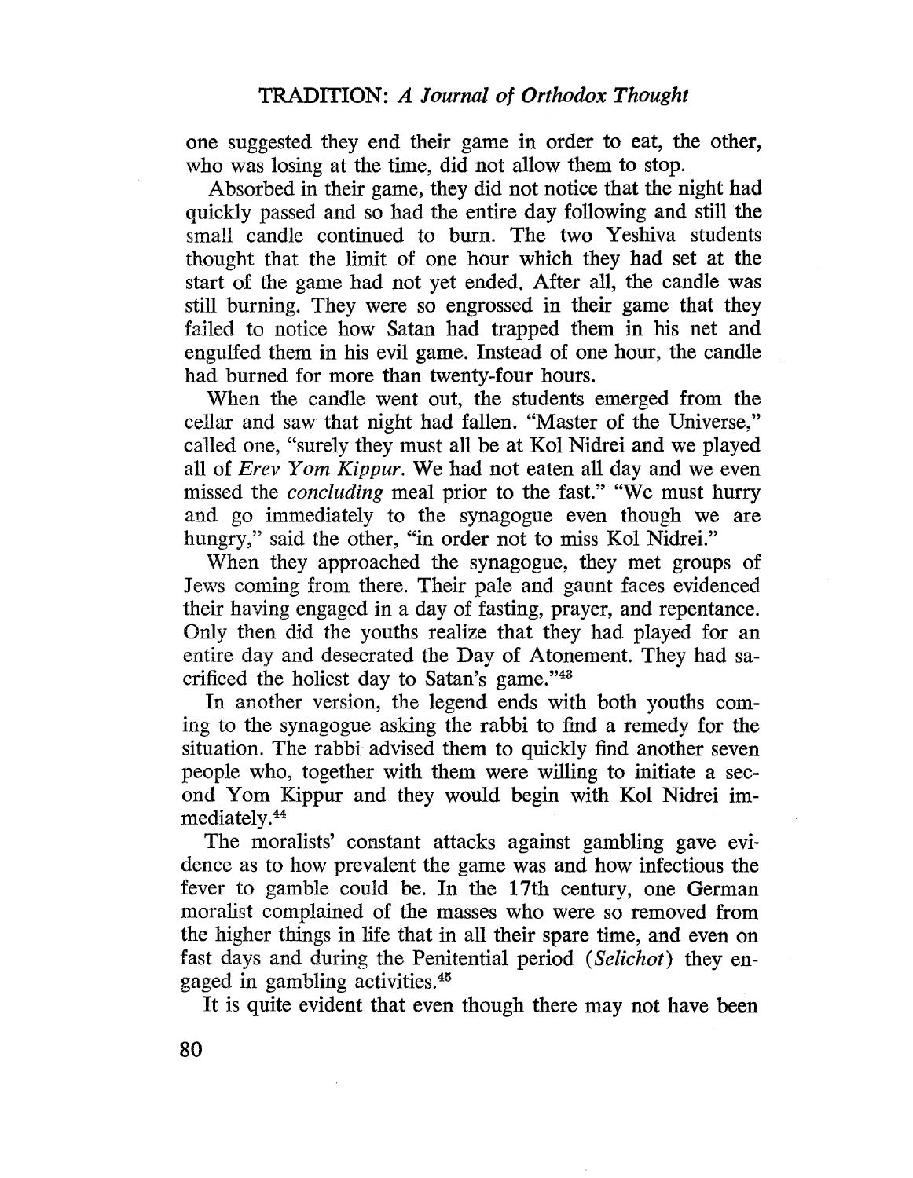one suggested they end their game in order to eat, the other, who was losing at the time, did not allow them to stop.

Absorbed in their game, they did not notice that the night had quickly passed and so had the entire day following and still the small candle continued to burn. The two Yeshiva students thought that the limit of one hour which they had set at the start of the game had not yet ended. After all, the candle was still burning. They were so engrossed in their game that they failed to notice how Satan had trapped them in his net and engulfed them in his evil game. Instead of one hour, the candle had burned for more than twenty-four hours.

When the candle went out, the students emerged from the cellar and saw that night had fallen. "Master of the Universe," called one, "surely they must all be at Kol Nidrei and we played all of *Erev Yom Kippur*. We had not eaten all day and we even missed the *concluding* meal prior to the fast." "We must hurry and go immediately to the synagogue even though we are hungry," said the other, "in order not to miss Kol Nidrei."

When they approached the synagogue, they met groups of Jews coming from there. Their pale and gaunt faces evidenced their having engaged in a day of fasting, prayer, and repentance. Only then did the youths realize that they had played for an entire day and desecrated the Day of Atonement. They had sacrificed the holiest day to Satan's game."[43]

In another version, the legend ends with both youths coming to the synagogue asking the rabbi to find a remedy for the situation. The rabbi advised them to quickly find another seven people who, together with them were willing to initiate a second Yom Kippur and they would begin with Kol Nidrei immediately.[44]

The moralists' constant attacks against gambling gave evidence as to how prevalent the game was and how infectious the fever to gamble could be. In the 17th century, one German moralist complained of the masses who were so removed from the higher things in life that in all their spare time, and even on fast days and during the Penitential period (*Selichot*) they engaged in gambling activities.[45]

It is quite evident that even though there may not have been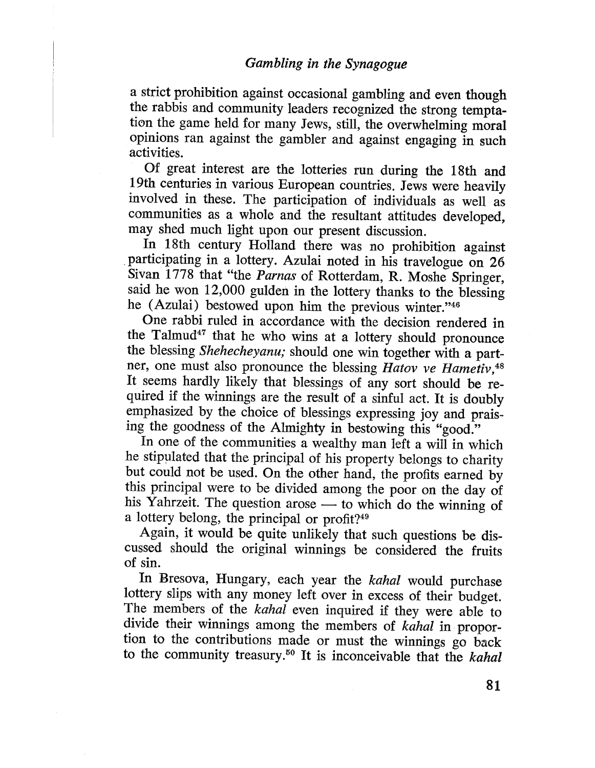a strict prohibition against occasional gambling and even though the rabbis and community leaders recognized the strong temptation the game held for many Jews, still, the overwhelming moral opinions ran against the gambler and against engaging in such activities.

Of great interest are the lotteries run during the 18th and 19th centuries in various European countries. Jews were heavily involved in these. The participation of individuals as well as communities as a whole and the resultant attitudes developed, may shed much light upon our present discussion.

In 18th century Holland there was no prohibition against participating in a lottery. Azulai noted in his travelogue on 26 Sivan 1778 that "the *Parnas* of Rotterdam, R. Moshe Springer, said he won 12,000 gulden in the lottery thanks to the blessing he (Azulai) bestowed upon him the previous winter."[46]

One rabbi ruled in accordance with the decision rendered in the Talmud[47] that he who wins at a lottery should pronounce the blessing *Shehecheyanu;* should one win together with a partner, one must also pronounce the blessing *Hatov ve Hametiv,*[48] It seems hardly likely that blessings of any sort should be required if the winnings are the result of a sinful act. It is doubly emphasized by the choice of blessings expressing joy and praising the goodness of the Almighty in bestowing this "good."

In one of the communities a wealthy man left a will in which he stipulated that the principal of his property belongs to charity but could not be used. On the other hand, the profits earned by this principal were to be divided among the poor on the day of his Yahrzeit. The question arose — to which do the winning of a lottery belong, the principal or profit?[49]

Again, it would be quite unlikely that such questions be discussed should the original winnings be considered the fruits of sin.

In Bresova, Hungary, each year the *kahal* would purchase lottery slips with any money left over in excess of their budget. The members of the *kahal* even inquired if they were able to divide their winnings among the members of *kahal* in proportion to the contributions made or must the winnings go back to the community treasury.[50] It is inconceivable that the *kahal*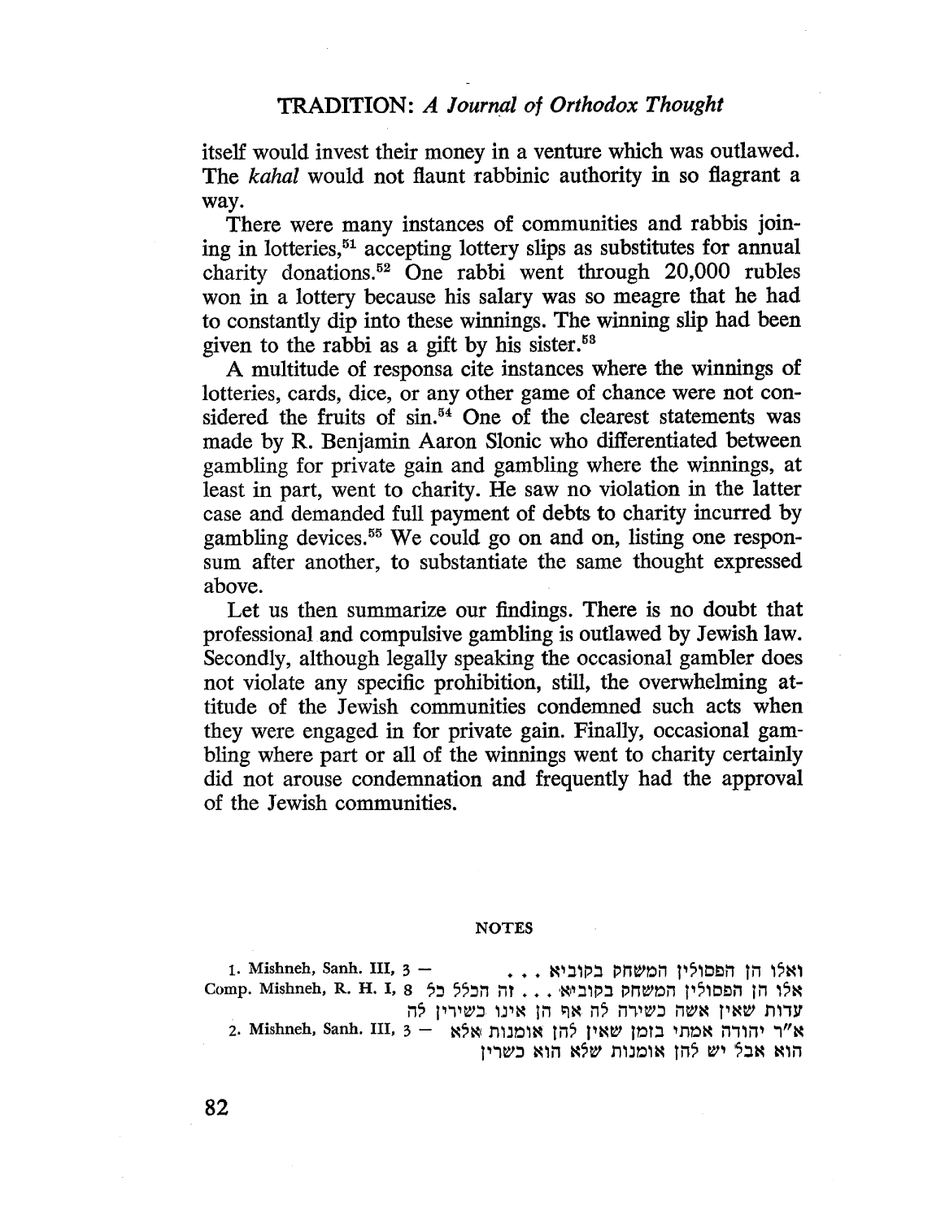itself would invest their money in a venture which was outlawed. The *kahal* would not flaunt rabbinic authority in so flagrant a way.

There were many instances of communities and rabbis joining in lotteries,[51] accepting lottery slips as substitutes for annual charity donations.[52] One rabbi went through 20,000 rubles won in a lottery because his salary was so meagre that he had to constantly dip into these winnings. The winning slip had been given to the rabbi as a gift by his sister.[53]

A multitude of responsa cite instances where the winnings of lotteries, cards, dice, or any other game of chance were not considered the fruits of sin.[54] One of the clearest statements was made by R. Benjamin Aaron Slonic who differentiated between gambling for private gain and gambling where the winnings, at least in part, went to charity. He saw no violation in the latter case and demanded full payment of debts to charity incurred by gambling devices.[55] We could go on and on, listing one responsum after another, to substantiate the same thought expressed above.

Let us then summarize our findings. There is no doubt that professional and compulsive gambling is outlawed by Jewish law. Secondly, although legally speaking the occasional gambler does not violate any specific prohibition, still, the overwhelming attitude of the Jewish communities condemned such acts when they were engaged in for private gain. Finally, occasional gambling where part or all of the winnings went to charity certainly did not arouse condemnation and frequently had the approval of the Jewish communities.

## NOTES

1. Mishneh, Sanh. III, 3 — ... ואלו הן הפסולין המשחק בקוביא
Comp. Mishneh, R. H. I, 8 אלו הן הפסולין המשחק בקוביא ... זה הכלל כל עדות שאין אשה כשירה לה אף הן אינו כשירין לה

2. Mishneh, Sanh. III, 3 — א"ר יהודה אמתי בזמן שאין להן אומנות אלא הוא אבל יש להן אומנות שלא הוא כשרין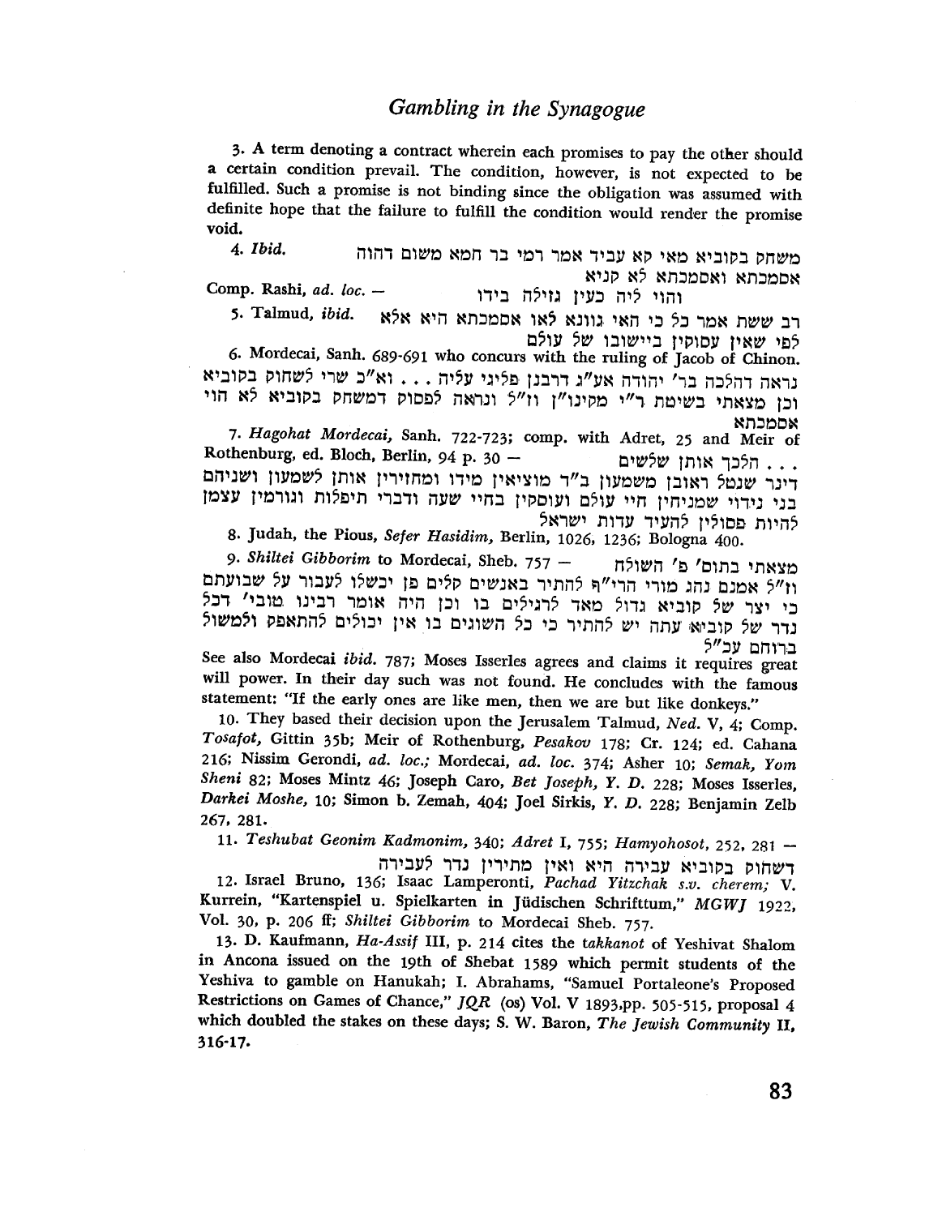3. A term denoting a contract wherein each promises to pay the other should a certain condition prevail. The condition, however, is not expected to be fulfilled. Such a promise is not binding since the obligation was assumed with definite hope that the failure to fulfill the condition would render the promise void.

4. *Ibid.* משחק בקוביא מאי קא עביד אמר רמי בר חמא משום דהוה אסמכתא ואסמכתא לא קניא

Comp. Rashi, *ad. loc.* — והוי ליה כעין גזילה בידו

5. Talmud, *ibid.* רב ששת אמר כל כי האי גוונא לאו אסמכתא היא אלא לפי שאין עסוקין ביישובו של עולם

6. Mordecai, Sanh. 689-691 who concurs with the ruling of Jacob of Chinon. נראה דהלכה בר' יהודה אע"ג דרבנן פליגי עליה . . . וא"כ שרי לשחוק בקוביא וכן מצאתי בשיטת ר"י מקינו"ן וז"ל ונראה לפסוק דמשחק בקוביא לא הוי אסמכתא

7. *Hagohat Mordecai,* Sanh. 722-723; comp. with Adret, 25 and Meir of Rothenburg, ed. Bloch, Berlin, 94 p. 30 — . . . הלכך אותן שלשים דינר שנטל ראובן משמעון ב"ד מוציאין מידו ומחזירין אותן לשמעון ושניהם בני נידוי שמניחין חיי עולם ועוסקין בחיי שעה ודברי תיפלות וגורמין עצמן להיות פסולין להעיד עדות ישראל

8. Judah, the Pious, *Sefer Hasidim,* Berlin, 1026, 1236; Bologna 400.

9. *Shiltei Gibborim* to Mordecai, Sheb. 757 — מצאתי בתוס' פ' השולח וז"ל אמנם נהג מורי הרי"ף להתיר באנשים קלים פן יכשלו לעבור על שבועתם כי יצר של קוביא גדול מאד לרגילים בו וכן היה אומר רבינו טובי' דכל נדר של קוביא עתה יש להתיר כי כל השוגים בו אין יכולים להתאפק ולמשול ברוחם עכ"ל

See also Mordecai *ibid.* 787; Moses Isserles agrees and claims it requires great will power. In their day such was not found. He concludes with the famous statement: "If the early ones are like men, then we are but like donkeys."

10. They based their decision upon the Jerusalem Talmud, *Ned.* V, 4; Comp. *Tosafot,* Gittin 35b; Meir of Rothenburg, *Pesakov* 178; Cr. 124; ed. Cahana 216; Nissim Gerondi, *ad. loc.;* Mordecai, *ad. loc.* 374; Asher 10; *Semak, Yom Sheni* 82; Moses Mintz 46; Joseph Caro, *Bet Joseph, Y. D.* 228; Moses Isserles, *Darkei Moshe,* 10; Simon b. Zemah, 404; Joel Sirkis, *Y. D.* 228; Benjamin Zelb 267, 281.

11. *Teshubat Geonim Kadmonim,* 340; *Adret* I, 755; *Hamyohosot,* 252, 281 — דשחוק בקוביא עבירה היא ואין מתירין נדר לעבירה

12. Israel Bruno, 136; Isaac Lamperonti, *Pachad Yitzchak s.v. cherem;* V. Kurrein, "Kartenspiel u. Spielkarten in Jüdischen Schrifttum," *MGWJ* 1922, Vol. 30, p. 206 ff; *Shiltei Gibborim* to Mordecai Sheb. 757.

13. D. Kaufmann, *Ha-Assif* III, p. 214 cites the *takkanot* of Yeshivat Shalom in Ancona issued on the 19th of Shebat 1589 which permit students of the Yeshiva to gamble on Hanukah; I. Abrahams, "Samuel Portaleone's Proposed Restrictions on Games of Chance," *JQR* (os) Vol. V 1893,pp. 505-515, proposal 4 which doubled the stakes on these days; S. W. Baron, *The Jewish Community* II, 316-17.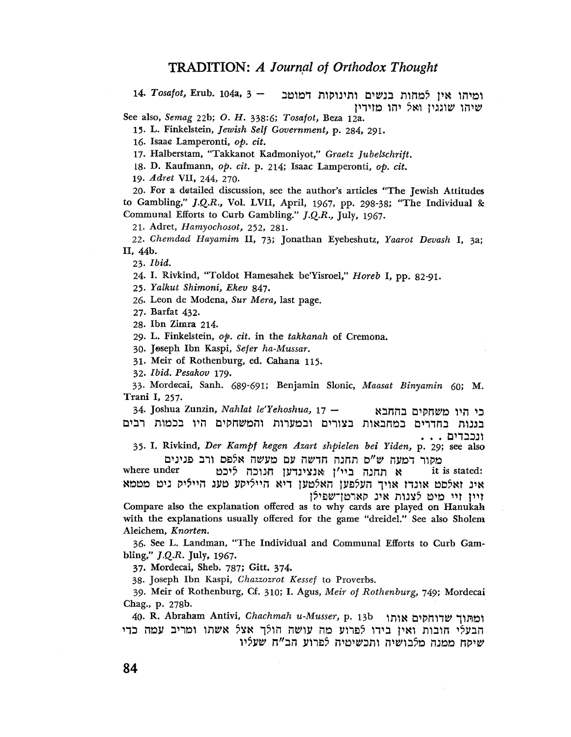14. *Tosafot*, Erub. 104a, 3 — ומיהו אין למחות בנשים ותינוקות דמוטב שיהו שוגגין ואל יהו מזידין

See also, *Semag* 22b; *O. H.* 338:6; *Tosafot*, Beza 12a.

15. L. Finkelstein, *Jewish Self Government*, p. 284, 291.

16. Isaac Lamperonti, *op. cit.*

17. Halberstam, "Takkanot Kadmoniyot," *Graetz Jubelschrift.*

18. D. Kaufmann, *op. cit.* p. 214; Isaac Lamperonti, *op. cit.*

19. *Adret* VII, 244, 270.

20. For a detailed discussion, see the author's articles "The Jewish Attitudes to Gambling," *J.Q.R.*, Vol. LVII, April, 1967, pp. 298-38; "The Individual & Communal Efforts to Curb Gambling." *J.Q.R.*, July, 1967.

21. Adret, *Hamyochosot*, 252, 281.

22. *Chemdad Hayamim* II, 73; Jonathan Eyebeshutz, *Yaarot Devash* I, 3a; II, 44b.

23. *Ibid.*

24. I. Rivkind, "Toldot Hamesahek be'Yisroel," *Horeb* I, pp. 82-91.

25. *Yalkut Shimoni, Ekev* 847.

26. Leon de Modena, *Sur Mera*, last page.

27. Barfat 432.

28. Ibn Zimra 214.

29. L. Finkelstein, *op. cit.* in the *takkanah* of Cremona.

30. Joseph Ibn Kaspi, *Sefer ha-Mussar.*

31. Meir of Rothenburg, ed. Cahana 115.

32. *Ibid. Pesakov* 179.

33. Mordecai, Sanh. 689-691; Benjamin Slonic, *Maasat Binyamin* 60; M. Trani I, 257.

34. Joshua Zunzin, *Nahlat le'Yehoshua*, 17 — כי היו משחקים בהחבא בגנות בחדרים במחבאות בצורים ובמערות והמשחקים היו בכמות רבים ונכבדים . . .

35. I. Rivkind, *Der Kampf kegen Azart shpielen bei Yiden*, p. 29; see also מקור דמעה ש"ס תחנה חדשה עם מעשה אלפס ורב פנינים where under א תחנה ביי'ן אנצינדען חנוכה ליכט it is stated: אינ זאלסט אונדז אויך העלפען האלטען דיא הייליקע טעג הייליק ניט מטמא זיין זיי מיט לצנות אינ קארטן-שפילן

Compare also the explanation offered as to why cards are played on Hanukah with the explanations usually offered for the game "dreidel." See also Sholem Aleichem, *Knorten.*

36. See L. Landman, "The Individual and Communal Efforts to Curb Gambling," *J.Q.R.* July, 1967.

37. Mordecai, Sheb. 787; Gitt. 374.

38. Joseph Ibn Kaspi, *Chazzozrot Kessef* to Proverbs.

39. Meir of Rothenburg, Cf. 310; I. Agus, *Meir of Rothenburg*, 749; Mordecai Chag., p. 278b.

40. R. Abraham Antivi, *Chachmah u-Musser*, p. 13b ומתוך שדוחקים אותו הבעלי חובות ואין בידו לפרוע מה עושה הולך אצל אשתו ומריב עמה כדי שיקח ממנה מלבושיה ותכשיטיה לפרוע הב"ח שעליו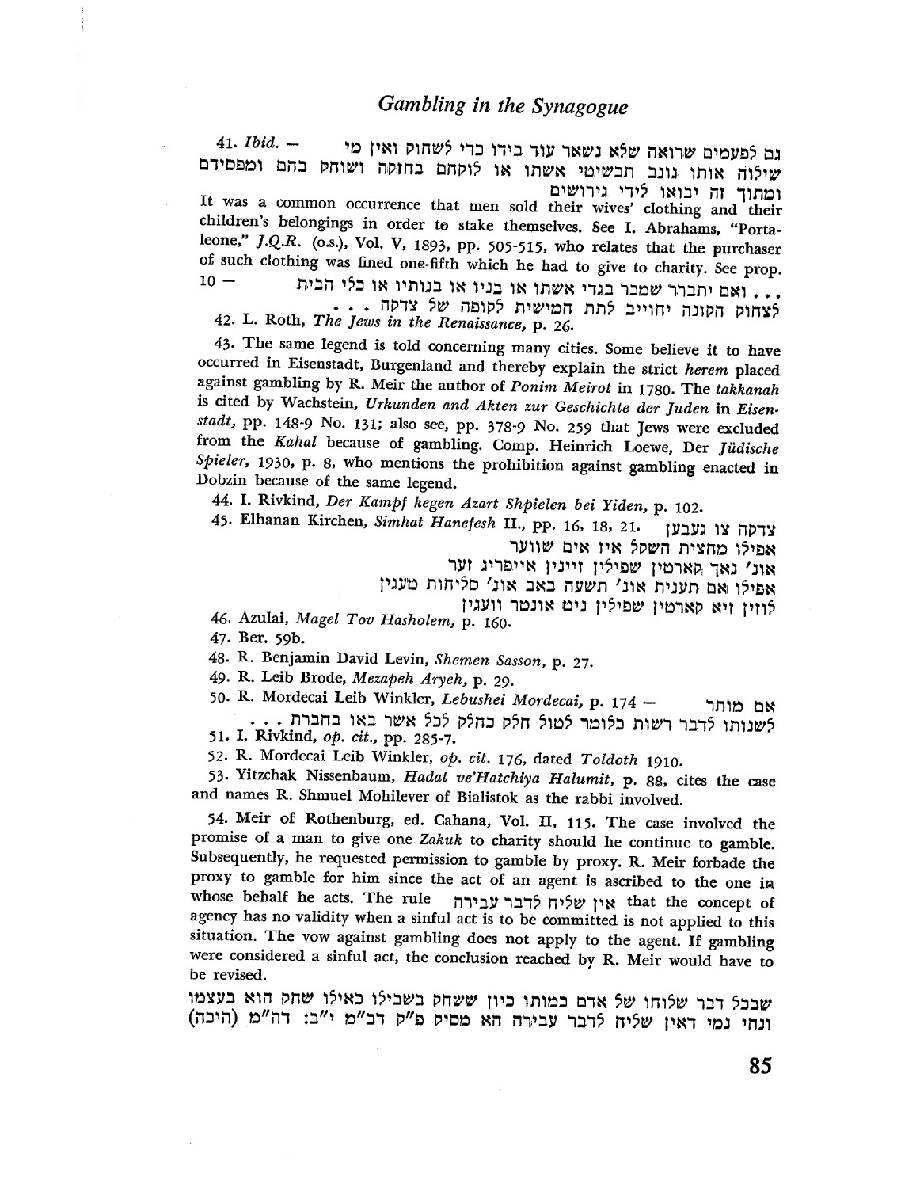41. *Ibid.* — גם לפעמים שרואה שלא נשאר עוד בידו כדי לשחוק ואין מי שילוה אותו גונב תכשיטי אשתו או לוקחם בחזקה ושוחק בהם ומפסידם ומתוך זה יבואו לידי גירושים

It was a common occurrence that men sold their wives' clothing and their children's belongings in order to stake themselves. See I. Abrahams, "Portaleone," *J.Q.R.* (o.s.), Vol. V, 1893, pp. 505-515, who relates that the purchaser of such clothing was fined one-fifth which he had to give to charity. See prop. 10 — ... ואם יתברר שמכר בגדי אשתו או בניו או בנותיו או כלי הבית לצחוק הקונה יחוייב לתת חמישית לקופה של צדקה ...

42. L. Roth, *The Jews in the Renaissance*, p. 26.

43. The same legend is told concerning many cities. Some believe it to have occurred in Eisenstadt, Burgenland and thereby explain the strict *herem* placed against gambling by R. Meir the author of *Ponim Meirot* in 1780. The *takkanah* is cited by Wachstein, *Urkunden and Akten zur Geschichte der Juden in Eisenstadt*, pp. 148-9 No. 131; also see, pp. 378-9 No. 259 that Jews were excluded from the *Kahal* because of gambling. Comp. Heinrich Loewe, Der *Jüdische Spieler*, 1930, p. 8, who mentions the prohibition against gambling enacted in Dobzin because of the same legend.

44. I. Rivkind, *Der Kampf kegen Azart Shpielen bei Yiden*, p. 102.

45. Elhanan Kirchen, *Simhat Hanefesh* II., pp. 16, 18, 21. צדקה צו געבען
אפילו מחצית השקל איז אים שווער
אונ׳ נאך קארטין שפילין זיינין אייפריג זער
אפילו אם תענית אונ׳ תשעה באב אונ׳ סליחות טעגין
לוזין זיא קארטין שפילין ניט אונטר וועגין

46. Azulai, *Magel Tov Hasholem*, p. 160.

47. Ber. 59b.

48. R. Benjamin David Levin, *Shemen Sasson*, p. 27.

49. R. Leib Brode, *Mezapeh Aryeh*, p. 29.

50. R. Mordecai Leib Winkler, *Lebushei Mordecai*, p. 174 — אם מותר לשנותו לדבר רשות כלומר לטול חלק כחלק לכל אשר באו בחברת ...

51. I. Rivkind, *op. cit.*, pp. 285-7.

52. R. Mordecai Leib Winkler, *op. cit.* 176, dated Toldoth 1910.

53. Yitzchak Nissenbaum, *Hadat ve'Hatchiya Halumit*, p. 88, cites the case and names R. Shmuel Mohilever of Bialistok as the rabbi involved.

54. Meir of Rothenburg, ed. Cahana, Vol. II, 115. The case involved the promise of a man to give one *Zakuk* to charity should he continue to gamble. Subsequently, he requested permission to gamble by proxy. R. Meir forbade the proxy to gamble for him since the act of an agent is ascribed to the one in whose behalf he acts. The rule אין שליח לדבר עבירה that the concept of agency has no validity when a sinful act is to be committed is not applied to this situation. The vow against gambling does not apply to the agent. If gambling were considered a sinful act, the conclusion reached by R. Meir would have to be revised.

שבכל דבר שלוחו של אדם כמותו כיון ששחק בשבילו כאילו שחק הוא בעצמו ונהי נמי דאין שליח לדבר עבירה הא מסיק פ״ק דב״מ י״ב: דה״מ (היכה)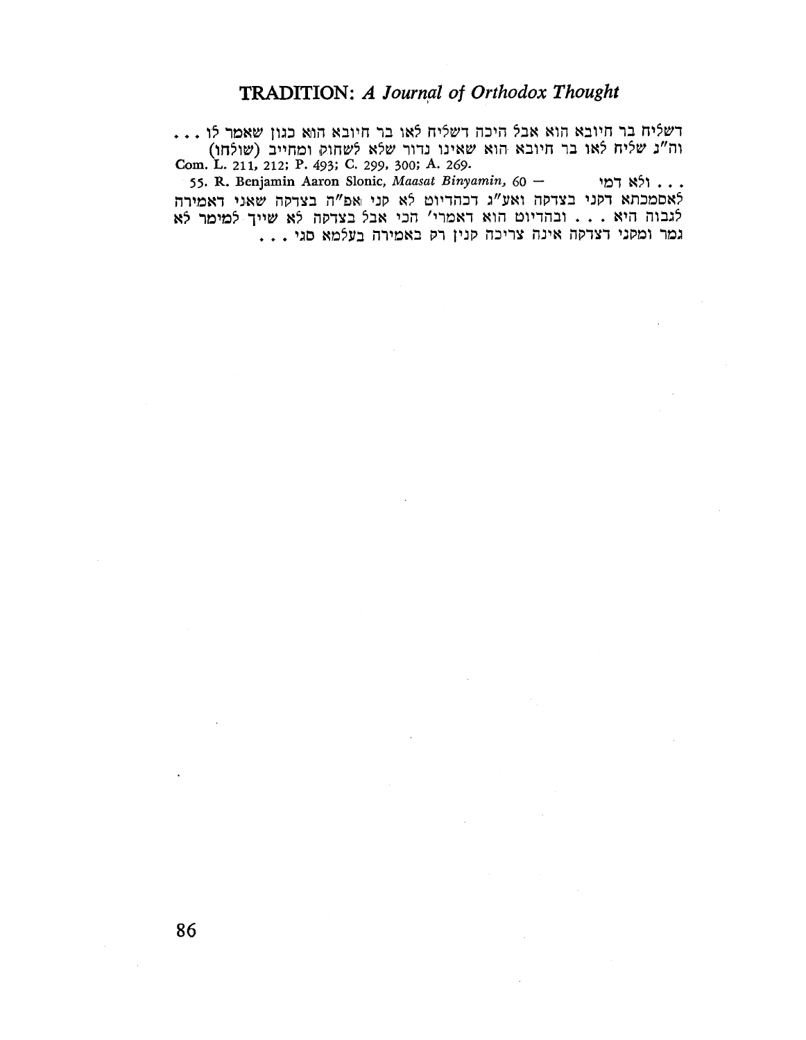דשליח בר חיובא הוא אבל היכה דשליח לאו בר חיובא הוא כגון שאמר לו . . .
וה"נ שליח לאו בר חיובא הוא שאינו נדור שלא לשחוק ומחייב (שולחו)

Com. L. 211, 212; P. 493; C. 299, 300; A. 269.

55. R. Benjamin Aaron Slonic, *Maasat Binyamin*, 60 — . . . ולא דמי לאסמכתא דקני בצדקה ואע"ג דבהדיוט לא קני ואפ"ה בצדקה שאני דאמירה לגבוה היא . . . ובהדיוט הוא דאמרי' הכי אבל בצדקה לא שייך למימר לא גמר ומקני דצדקה אינה צריכה קנין רק באמירה בעלמא סגי . . .